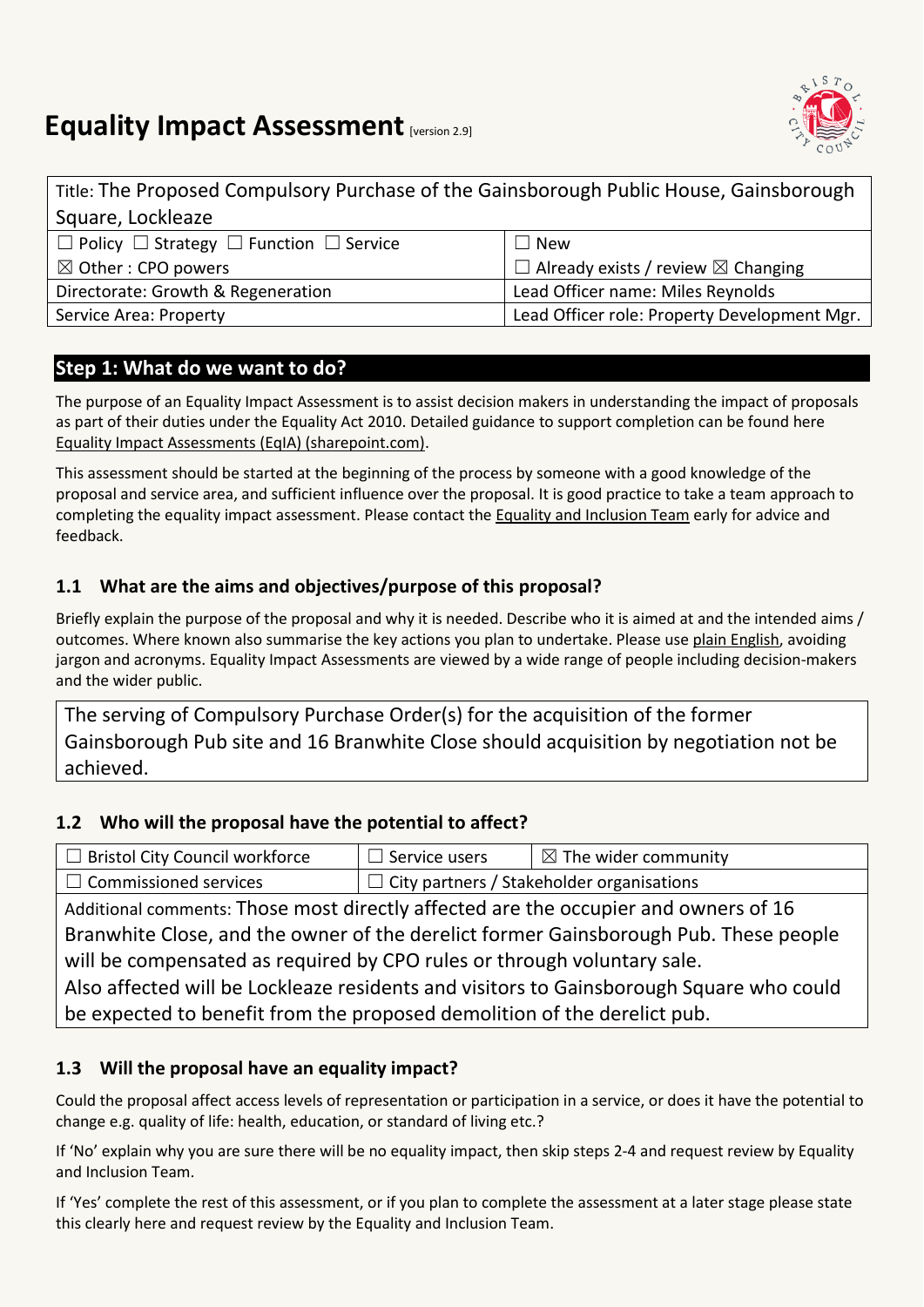# Equality Impact Assessment [version 2.9]

| Title: The Proposed Compulsory Purchase of the Gainsborough Public House, Gainsborough Square, Lockleaze | |
|---|---|
| ☐ Policy ☐ Strategy ☐ Function ☐ Service | ☐ New |
| ☒ Other : CPO powers | ☐ Already exists / review ☒ Changing |
| Directorate: Growth & Regeneration | Lead Officer name: Miles Reynolds |
| Service Area: Property | Lead Officer role: Property Development Mgr. |

## Step 1: What do we want to do?

The purpose of an Equality Impact Assessment is to assist decision makers in understanding the impact of proposals as part of their duties under the Equality Act 2010. Detailed guidance to support completion can be found here Equality Impact Assessments (EqIA) (sharepoint.com).

This assessment should be started at the beginning of the process by someone with a good knowledge of the proposal and service area, and sufficient influence over the proposal. It is good practice to take a team approach to completing the equality impact assessment. Please contact the Equality and Inclusion Team early for advice and feedback.

### 1.1 What are the aims and objectives/purpose of this proposal?

Briefly explain the purpose of the proposal and why it is needed. Describe who it is aimed at and the intended aims / outcomes. Where known also summarise the key actions you plan to undertake. Please use plain English, avoiding jargon and acronyms. Equality Impact Assessments are viewed by a wide range of people including decision-makers and the wider public.

> The serving of Compulsory Purchase Order(s) for the acquisition of the former Gainsborough Pub site and 16 Branwhite Close should acquisition by negotiation not be achieved.

### 1.2 Who will the proposal have the potential to affect?

| ☐ Bristol City Council workforce | ☐ Service users | ☒ The wider community |
|---|---|---|
| ☐ Commissioned services | ☐ City partners / Stakeholder organisations | |
| Additional comments: Those most directly affected are the occupier and owners of 16 Branwhite Close, and the owner of the derelict former Gainsborough Pub. These people will be compensated as required by CPO rules or through voluntary sale.<br>Also affected will be Lockleaze residents and visitors to Gainsborough Square who could be expected to benefit from the proposed demolition of the derelict pub. | | |

### 1.3 Will the proposal have an equality impact?

Could the proposal affect access levels of representation or participation in a service, or does it have the potential to change e.g. quality of life: health, education, or standard of living etc.?

If 'No' explain why you are sure there will be no equality impact, then skip steps 2-4 and request review by Equality and Inclusion Team.

If 'Yes' complete the rest of this assessment, or if you plan to complete the assessment at a later stage please state this clearly here and request review by the Equality and Inclusion Team.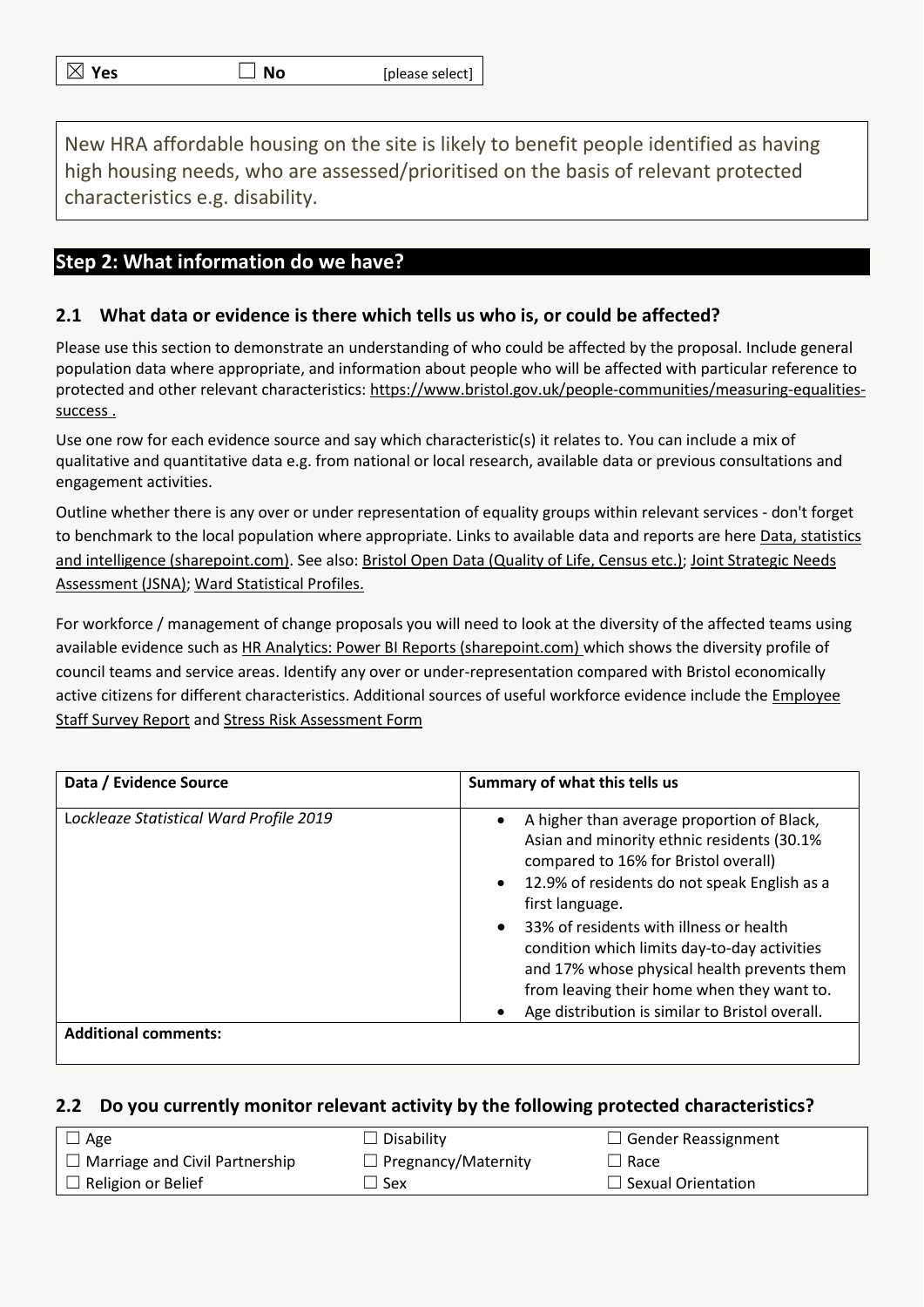| ☒ **Yes** | ☐ **No** | [please select] |
|---|---|---|

New HRA affordable housing on the site is likely to benefit people identified as having high housing needs, who are assessed/prioritised on the basis of relevant protected characteristics e.g. disability.

## Step 2: What information do we have?

### 2.1 What data or evidence is there which tells us who is, or could be affected?

Please use this section to demonstrate an understanding of who could be affected by the proposal. Include general population data where appropriate, and information about people who will be affected with particular reference to protected and other relevant characteristics: https://www.bristol.gov.uk/people-communities/measuring-equalities-success .

Use one row for each evidence source and say which characteristic(s) it relates to. You can include a mix of qualitative and quantitative data e.g. from national or local research, available data or previous consultations and engagement activities.

Outline whether there is any over or under representation of equality groups within relevant services - don't forget to benchmark to the local population where appropriate. Links to available data and reports are here Data, statistics and intelligence (sharepoint.com). See also: Bristol Open Data (Quality of Life, Census etc.); Joint Strategic Needs Assessment (JSNA); Ward Statistical Profiles.

For workforce / management of change proposals you will need to look at the diversity of the affected teams using available evidence such as HR Analytics: Power BI Reports (sharepoint.com) which shows the diversity profile of council teams and service areas. Identify any over or under-representation compared with Bristol economically active citizens for different characteristics. Additional sources of useful workforce evidence include the Employee Staff Survey Report and Stress Risk Assessment Form

| Data / Evidence Source | Summary of what this tells us |
|---|---|
| *Lockleaze Statistical Ward Profile 2019* | • A higher than average proportion of Black, Asian and minority ethnic residents (30.1% compared to 16% for Bristol overall)<br>• 12.9% of residents do not speak English as a first language.<br>• 33% of residents with illness or health condition which limits day-to-day activities and 17% whose physical health prevents them from leaving their home when they want to.<br>• Age distribution is similar to Bristol overall. |
| **Additional comments:** | |

### 2.2 Do you currently monitor relevant activity by the following protected characteristics?

| | | |
|---|---|---|
| ☐ Age | ☐ Disability | ☐ Gender Reassignment |
| ☐ Marriage and Civil Partnership | ☐ Pregnancy/Maternity | ☐ Race |
| ☐ Religion or Belief | ☐ Sex | ☐ Sexual Orientation |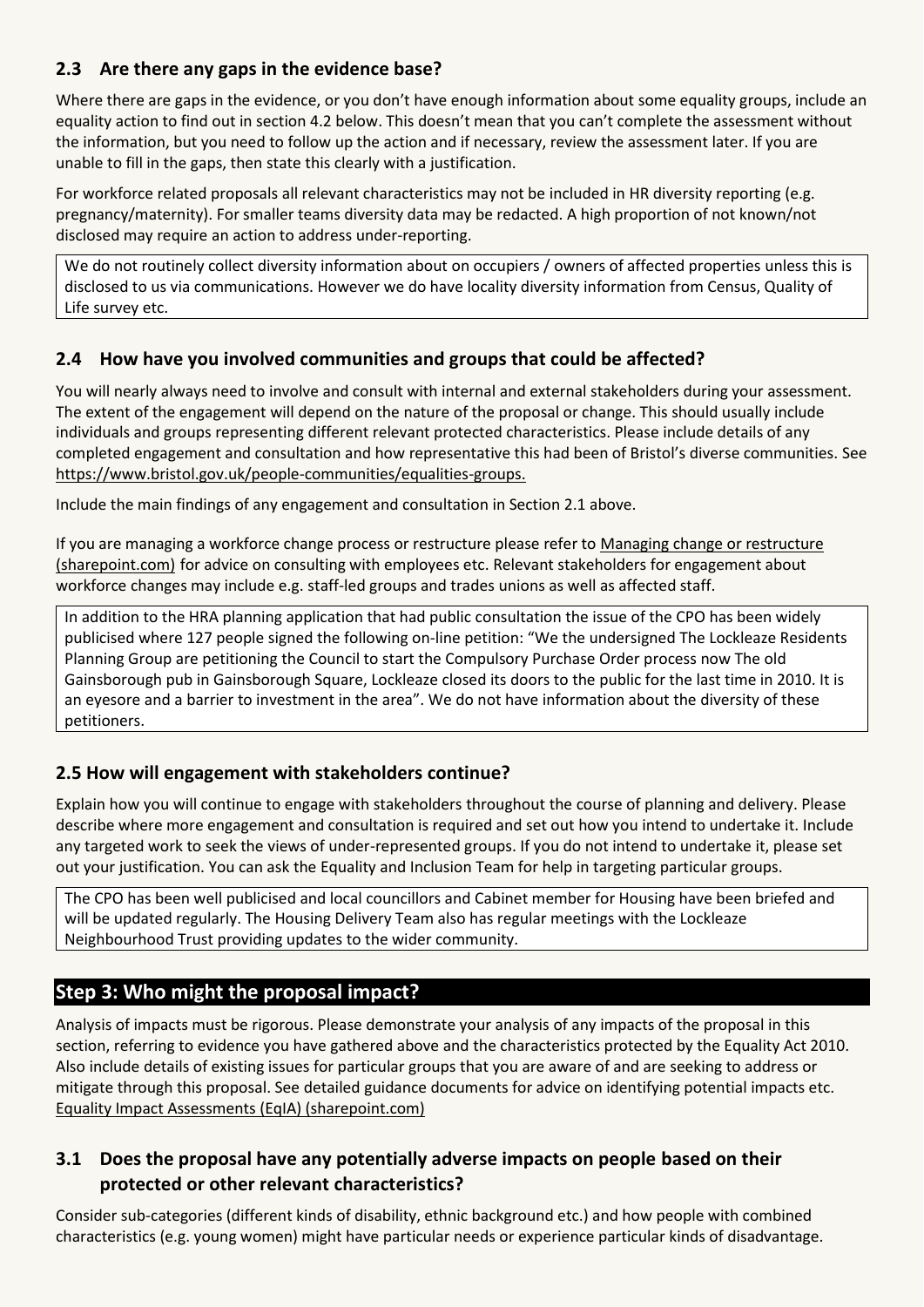### 2.3 Are there any gaps in the evidence base?

Where there are gaps in the evidence, or you don't have enough information about some equality groups, include an equality action to find out in section 4.2 below. This doesn't mean that you can't complete the assessment without the information, but you need to follow up the action and if necessary, review the assessment later. If you are unable to fill in the gaps, then state this clearly with a justification.

For workforce related proposals all relevant characteristics may not be included in HR diversity reporting (e.g. pregnancy/maternity). For smaller teams diversity data may be redacted. A high proportion of not known/not disclosed may require an action to address under-reporting.

> We do not routinely collect diversity information about on occupiers / owners of affected properties unless this is disclosed to us via communications. However we do have locality diversity information from Census, Quality of Life survey etc.

### 2.4 How have you involved communities and groups that could be affected?

You will nearly always need to involve and consult with internal and external stakeholders during your assessment. The extent of the engagement will depend on the nature of the proposal or change. This should usually include individuals and groups representing different relevant protected characteristics. Please include details of any completed engagement and consultation and how representative this had been of Bristol's diverse communities. See https://www.bristol.gov.uk/people-communities/equalities-groups.

Include the main findings of any engagement and consultation in Section 2.1 above.

If you are managing a workforce change process or restructure please refer to Managing change or restructure (sharepoint.com) for advice on consulting with employees etc. Relevant stakeholders for engagement about workforce changes may include e.g. staff-led groups and trades unions as well as affected staff.

> In addition to the HRA planning application that had public consultation the issue of the CPO has been widely publicised where 127 people signed the following on-line petition: "We the undersigned The Lockleaze Residents Planning Group are petitioning the Council to start the Compulsory Purchase Order process now The old Gainsborough pub in Gainsborough Square, Lockleaze closed its doors to the public for the last time in 2010. It is an eyesore and a barrier to investment in the area". We do not have information about the diversity of these petitioners.

### 2.5 How will engagement with stakeholders continue?

Explain how you will continue to engage with stakeholders throughout the course of planning and delivery. Please describe where more engagement and consultation is required and set out how you intend to undertake it. Include any targeted work to seek the views of under-represented groups. If you do not intend to undertake it, please set out your justification. You can ask the Equality and Inclusion Team for help in targeting particular groups.

> The CPO has been well publicised and local councillors and Cabinet member for Housing have been briefed and will be updated regularly. The Housing Delivery Team also has regular meetings with the Lockleaze Neighbourhood Trust providing updates to the wider community.

## Step 3: Who might the proposal impact?

Analysis of impacts must be rigorous. Please demonstrate your analysis of any impacts of the proposal in this section, referring to evidence you have gathered above and the characteristics protected by the Equality Act 2010. Also include details of existing issues for particular groups that you are aware of and are seeking to address or mitigate through this proposal. See detailed guidance documents for advice on identifying potential impacts etc. Equality Impact Assessments (EqIA) (sharepoint.com)

### 3.1 Does the proposal have any potentially adverse impacts on people based on their protected or other relevant characteristics?

Consider sub-categories (different kinds of disability, ethnic background etc.) and how people with combined characteristics (e.g. young women) might have particular needs or experience particular kinds of disadvantage.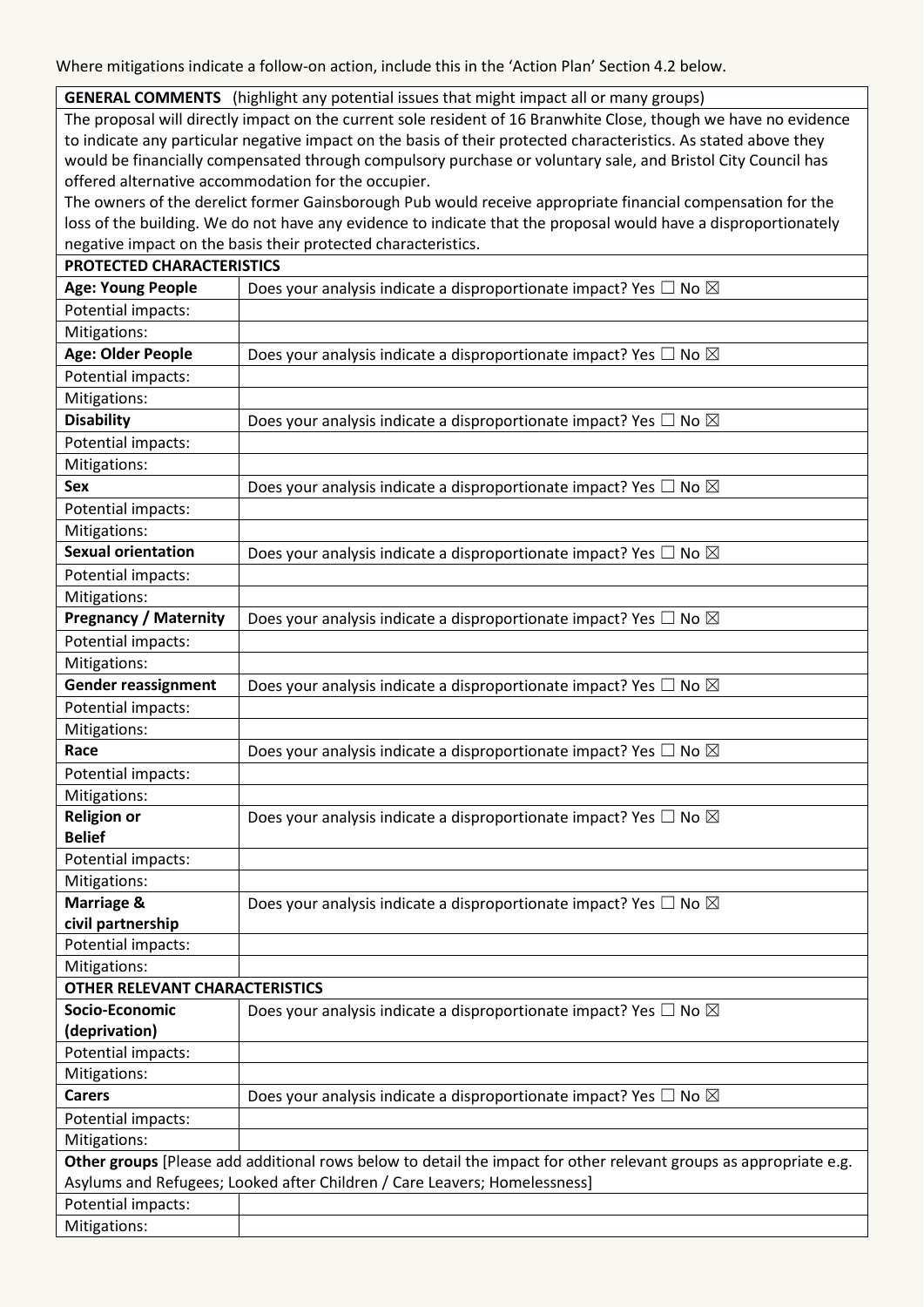Where mitigations indicate a follow-on action, include this in the 'Action Plan' Section 4.2 below.

| **GENERAL COMMENTS** (highlight any potential issues that might impact all or many groups) | |
|---|---|
| The proposal will directly impact on the current sole resident of 16 Branwhite Close, though we have no evidence to indicate any particular negative impact on the basis of their protected characteristics. As stated above they would be financially compensated through compulsory purchase or voluntary sale, and Bristol City Council has offered alternative accommodation for the occupier. The owners of the derelict former Gainsborough Pub would receive appropriate financial compensation for the loss of the building. We do not have any evidence to indicate that the proposal would have a disproportionately negative impact on the basis their protected characteristics. | |
| **PROTECTED CHARACTERISTICS** | |
| **Age: Young People** | Does your analysis indicate a disproportionate impact? Yes ☐ No ☒ |
| Potential impacts: | |
| Mitigations: | |
| **Age: Older People** | Does your analysis indicate a disproportionate impact? Yes ☐ No ☒ |
| Potential impacts: | |
| Mitigations: | |
| **Disability** | Does your analysis indicate a disproportionate impact? Yes ☐ No ☒ |
| Potential impacts: | |
| Mitigations: | |
| **Sex** | Does your analysis indicate a disproportionate impact? Yes ☐ No ☒ |
| Potential impacts: | |
| Mitigations: | |
| **Sexual orientation** | Does your analysis indicate a disproportionate impact? Yes ☐ No ☒ |
| Potential impacts: | |
| Mitigations: | |
| **Pregnancy / Maternity** | Does your analysis indicate a disproportionate impact? Yes ☐ No ☒ |
| Potential impacts: | |
| Mitigations: | |
| **Gender reassignment** | Does your analysis indicate a disproportionate impact? Yes ☐ No ☒ |
| Potential impacts: | |
| Mitigations: | |
| **Race** | Does your analysis indicate a disproportionate impact? Yes ☐ No ☒ |
| Potential impacts: | |
| Mitigations: | |
| **Religion or Belief** | Does your analysis indicate a disproportionate impact? Yes ☐ No ☒ |
| Potential impacts: | |
| Mitigations: | |
| **Marriage & civil partnership** | Does your analysis indicate a disproportionate impact? Yes ☐ No ☒ |
| Potential impacts: | |
| Mitigations: | |
| **OTHER RELEVANT CHARACTERISTICS** | |
| **Socio-Economic (deprivation)** | Does your analysis indicate a disproportionate impact? Yes ☐ No ☒ |
| Potential impacts: | |
| Mitigations: | |
| **Carers** | Does your analysis indicate a disproportionate impact? Yes ☐ No ☒ |
| Potential impacts: | |
| Mitigations: | |
| **Other groups** [Please add additional rows below to detail the impact for other relevant groups as appropriate e.g. Asylums and Refugees; Looked after Children / Care Leavers; Homelessness] | |
| Potential impacts: | |
| Mitigations: | |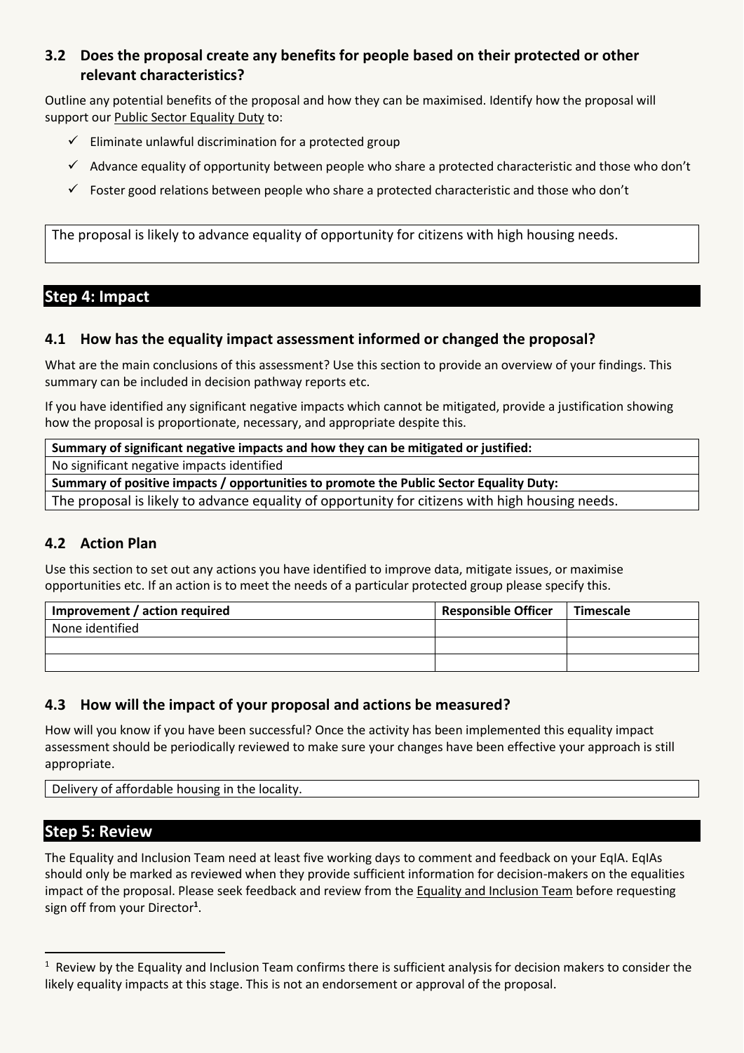### 3.2 Does the proposal create any benefits for people based on their protected or other relevant characteristics?

Outline any potential benefits of the proposal and how they can be maximised. Identify how the proposal will support our Public Sector Equality Duty to:

- ✓ Eliminate unlawful discrimination for a protected group
- ✓ Advance equality of opportunity between people who share a protected characteristic and those who don't
- ✓ Foster good relations between people who share a protected characteristic and those who don't

| The proposal is likely to advance equality of opportunity for citizens with high housing needs. |
|---|

## Step 4: Impact

### 4.1 How has the equality impact assessment informed or changed the proposal?

What are the main conclusions of this assessment? Use this section to provide an overview of your findings. This summary can be included in decision pathway reports etc.

If you have identified any significant negative impacts which cannot be mitigated, provide a justification showing how the proposal is proportionate, necessary, and appropriate despite this.

| **Summary of significant negative impacts and how they can be mitigated or justified:** |
|---|
| No significant negative impacts identified |
| **Summary of positive impacts / opportunities to promote the Public Sector Equality Duty:** |
| The proposal is likely to advance equality of opportunity for citizens with high housing needs. |

### 4.2 Action Plan

Use this section to set out any actions you have identified to improve data, mitigate issues, or maximise opportunities etc. If an action is to meet the needs of a particular protected group please specify this.

| Improvement / action required | Responsible Officer | Timescale |
|---|---|---|
| None identified | | |
| | | |
| | | |

### 4.3 How will the impact of your proposal and actions be measured?

How will you know if you have been successful? Once the activity has been implemented this equality impact assessment should be periodically reviewed to make sure your changes have been effective your approach is still appropriate.

| Delivery of affordable housing in the locality. |
|---|

## Step 5: Review

The Equality and Inclusion Team need at least five working days to comment and feedback on your EqIA. EqIAs should only be marked as reviewed when they provide sufficient information for decision-makers on the equalities impact of the proposal. Please seek feedback and review from the Equality and Inclusion Team before requesting sign off from your Director[1].

[1] Review by the Equality and Inclusion Team confirms there is sufficient analysis for decision makers to consider the likely equality impacts at this stage. This is not an endorsement or approval of the proposal.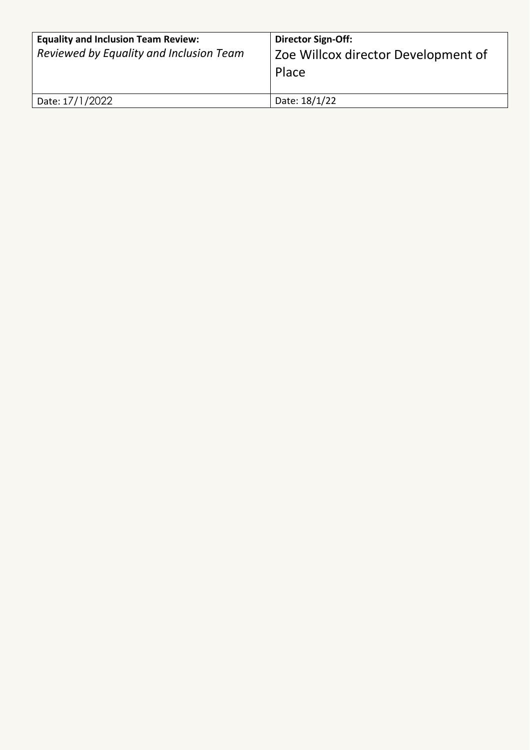| | |
|---|---|
| **Equality and Inclusion Team Review:**<br>*Reviewed by Equality and Inclusion Team* | **Director Sign-Off:**<br>Zoe Willcox director Development of Place |
| Date: 17/1/2022 | Date: 18/1/22 |